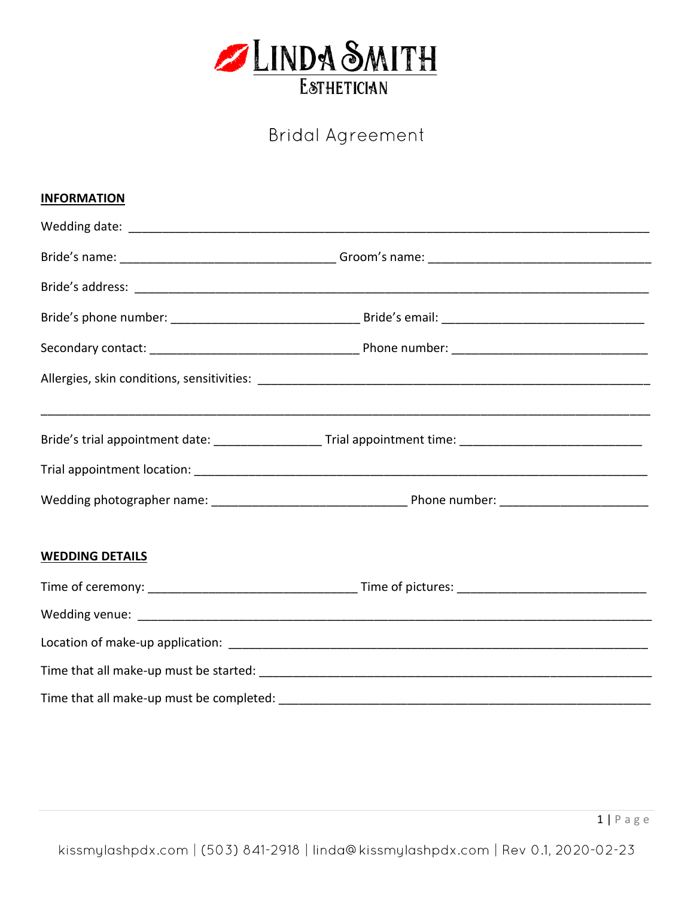# LINDA SMITH

ESTHETICIAN

## Bridal Agreement

**INFORMATION**

Wedding date: ______________________________________________________________________________

Bride's name: ________________________________ Groom's name: _________________________________

Bride's address: ______________________________________________________________________________

Bride's phone number: ____________________________ Bride's email: ______________________________

Secondary contact: _______________________________ Phone number: ______________________________

Allergies, skin conditions, sensitivities: ___________________________________________________________

_______________________________________________________________________________________________

Bride's trial appointment date: ________________ Trial appointment time: ___________________________

Trial appointment location: ____________________________________________________________________

Wedding photographer name: _____________________________ Phone number: ______________________

**WEDDING DETAILS**

Time of ceremony: _______________________________ Time of pictures: ___________________________

Wedding venue: ______________________________________________________________________________

Location of make-up application: ________________________________________________________________

Time that all make-up must be started: ___________________________________________________________

Time that all make-up must be completed: ________________________________________________________

kissmylashpdx.com | (503) 841-2918 | linda@kissmylashpdx.com | Rev 0.1, 2020-02-23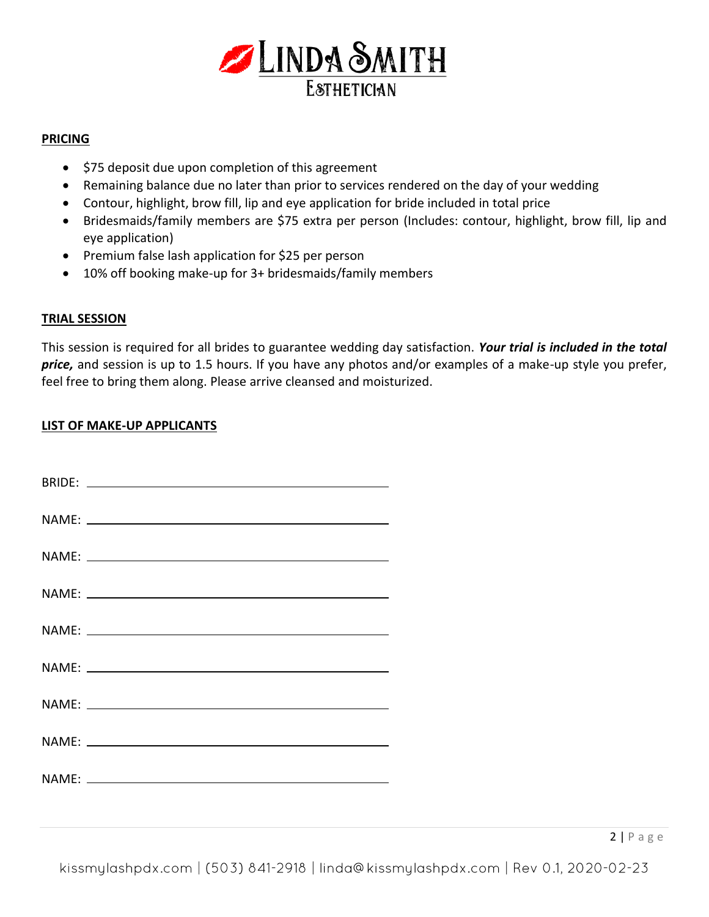**LINDA SMITH**
**ESTHETICIAN**

## PRICING

- $75 deposit due upon completion of this agreement
- Remaining balance due no later than prior to services rendered on the day of your wedding
- Contour, highlight, brow fill, lip and eye application for bride included in total price
- Bridesmaids/family members are $75 extra per person (Includes: contour, highlight, brow fill, lip and eye application)
- Premium false lash application for $25 per person
- 10% off booking make-up for 3+ bridesmaids/family members

## TRIAL SESSION

This session is required for all brides to guarantee wedding day satisfaction. ***Your trial is included in the total price,*** and session is up to 1.5 hours. If you have any photos and/or examples of a make-up style you prefer, feel free to bring them along. Please arrive cleansed and moisturized.

## LIST OF MAKE-UP APPLICANTS

BRIDE: ______________________________

NAME: ______________________________

NAME: ______________________________

NAME: ______________________________

NAME: ______________________________

NAME: ______________________________

NAME: ______________________________

NAME: ______________________________

NAME: ______________________________

kissmylashpdx.com | (503) 841-2918 | linda@kissmylashpdx.com | Rev 0.1, 2020-02-23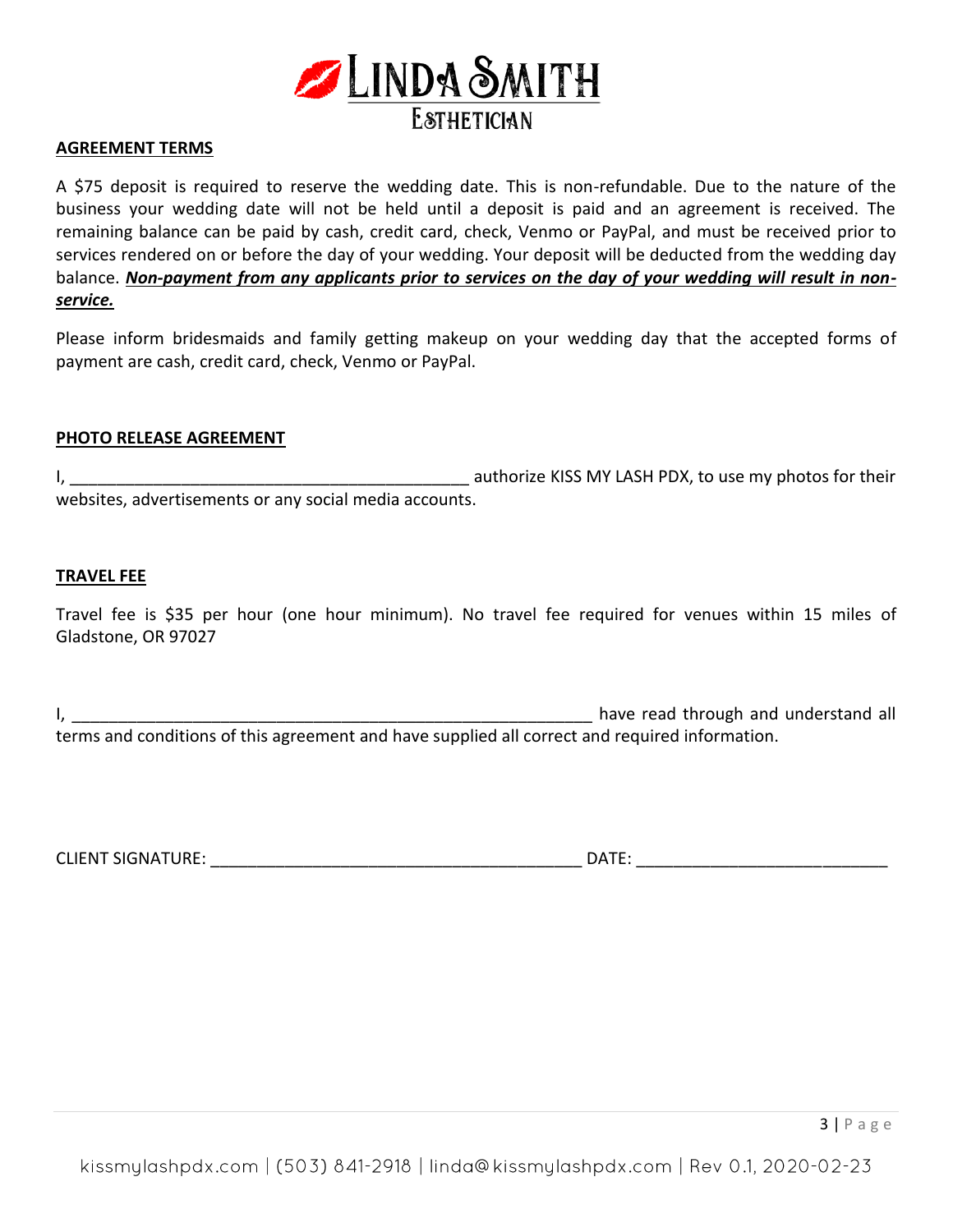# LINDA SMITH
ESTHETICIAN

**AGREEMENT TERMS**

A $75 deposit is required to reserve the wedding date. This is non-refundable. Due to the nature of the business your wedding date will not be held until a deposit is paid and an agreement is received. The remaining balance can be paid by cash, credit card, check, Venmo or PayPal, and must be received prior to services rendered on or before the day of your wedding. Your deposit will be deducted from the wedding day balance. ***Non-payment from any applicants prior to services on the day of your wedding will result in non-service.***

Please inform bridesmaids and family getting makeup on your wedding day that the accepted forms of payment are cash, credit card, check, Venmo or PayPal.

**PHOTO RELEASE AGREEMENT**

I, ____________________________________________ authorize KISS MY LASH PDX, to use my photos for their websites, advertisements or any social media accounts.

**TRAVEL FEE**

Travel fee is $35 per hour (one hour minimum). No travel fee required for venues within 15 miles of Gladstone, OR 97027

I, _________________________________________________________ have read through and understand all terms and conditions of this agreement and have supplied all correct and required information.

CLIENT SIGNATURE: _________________________________________ DATE: ___________________________

kissmylashpdx.com | (503) 841-2918 | linda@kissmylashpdx.com | Rev 0.1, 2020-02-23